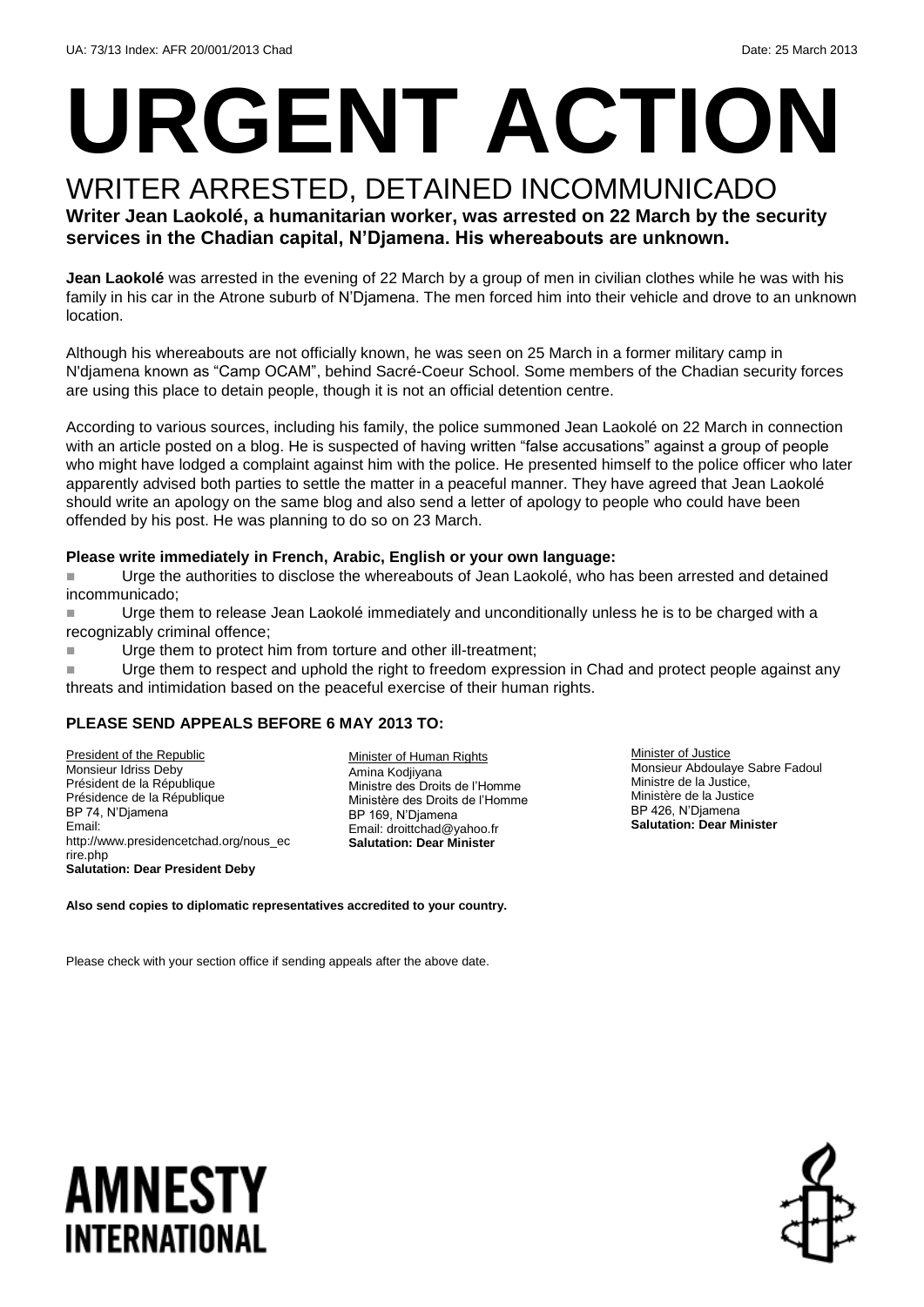UA: 73/13 Index: AFR 20/001/2013 Chad Date: 25 March 2013

# URGENT ACTION

## WRITER ARRESTED, DETAINED INCOMMUNICADO

**Writer Jean Laokolé, a humanitarian worker, was arrested on 22 March by the security services in the Chadian capital, N'Djamena. His whereabouts are unknown.**

**Jean Laokolé** was arrested in the evening of 22 March by a group of men in civilian clothes while he was with his family in his car in the Atrone suburb of N'Djamena. The men forced him into their vehicle and drove to an unknown location.

Although his whereabouts are not officially known, he was seen on 25 March in a former military camp in N'djamena known as "Camp OCAM", behind Sacré-Coeur School. Some members of the Chadian security forces are using this place to detain people, though it is not an official detention centre.

According to various sources, including his family, the police summoned Jean Laokolé on 22 March in connection with an article posted on a blog. He is suspected of having written "false accusations" against a group of people who might have lodged a complaint against him with the police. He presented himself to the police officer who later apparently advised both parties to settle the matter in a peaceful manner. They have agreed that Jean Laokolé should write an apology on the same blog and also send a letter of apology to people who could have been offended by his post. He was planning to do so on 23 March.

**Please write immediately in French, Arabic, English or your own language:**

- Urge the authorities to disclose the whereabouts of Jean Laokolé, who has been arrested and detained incommunicado;
- Urge them to release Jean Laokolé immediately and unconditionally unless he is to be charged with a recognizably criminal offence;
- Urge them to protect him from torture and other ill-treatment;
- Urge them to respect and uphold the right to freedom expression in Chad and protect people against any threats and intimidation based on the peaceful exercise of their human rights.

**PLEASE SEND APPEALS BEFORE 6 MAY 2013 TO:**

President of the Republic
Monsieur Idriss Deby
Président de la République
Présidence de la République
BP 74, N'Djamena
Email:
http://www.presidencetchad.org/nous_ecrire.php
**Salutation: Dear President Deby**

Minister of Human Rights
Amina Kodjiyana
Ministre des Droits de l'Homme
Ministère des Droits de l'Homme
BP 169, N'Djamena
Email: droittchad@yahoo.fr
**Salutation: Dear Minister**

Minister of Justice
Monsieur Abdoulaye Sabre Fadoul
Ministre de la Justice,
Ministère de la Justice
BP 426, N'Djamena
**Salutation: Dear Minister**

**Also send copies to diplomatic representatives accredited to your country.**

Please check with your section office if sending appeals after the above date.

AMNESTY INTERNATIONAL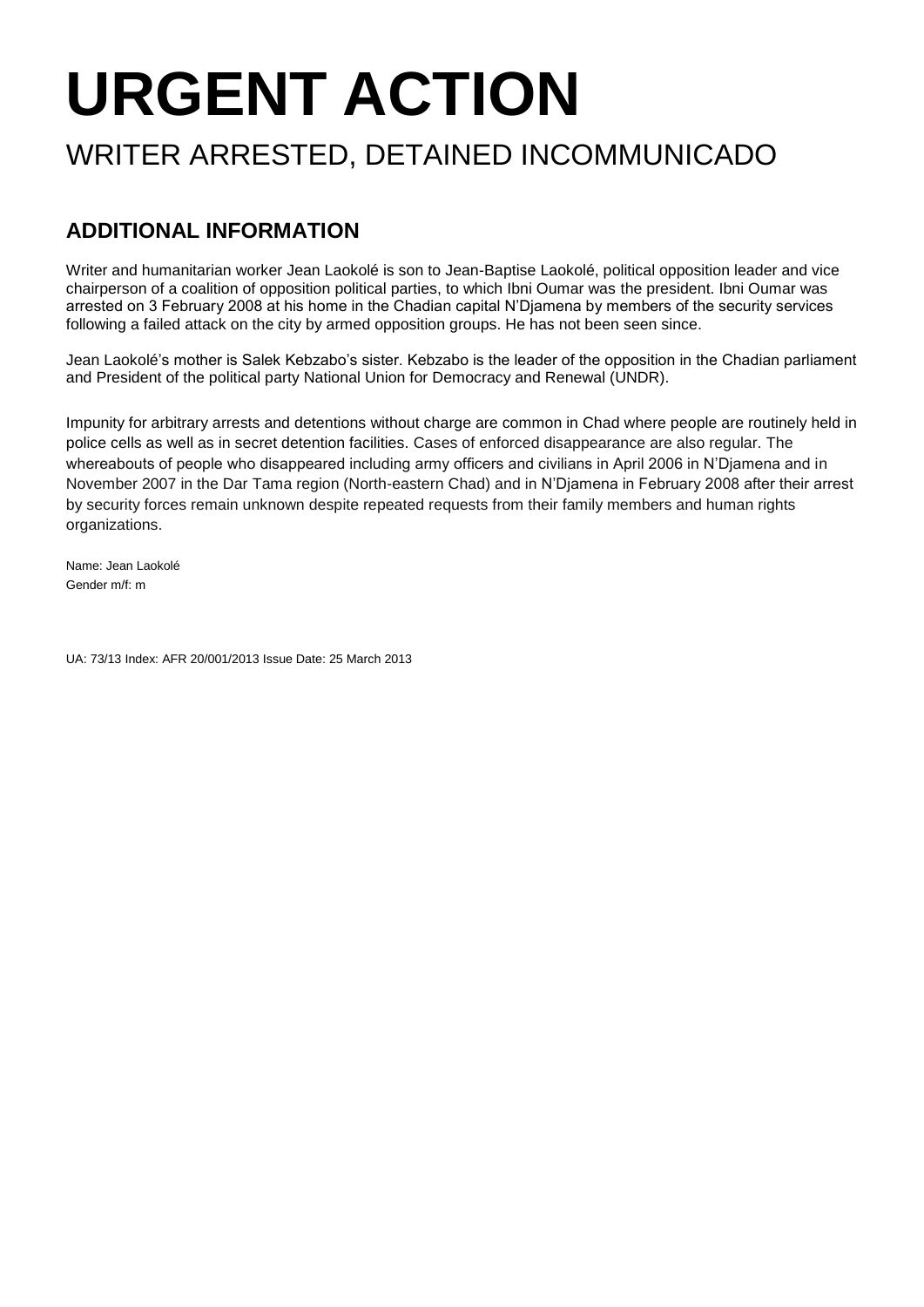# URGENT ACTION

## WRITER ARRESTED, DETAINED INCOMMUNICADO

### ADDITIONAL INFORMATION

Writer and humanitarian worker Jean Laokolé is son to Jean-Baptise Laokolé, political opposition leader and vice chairperson of a coalition of opposition political parties, to which Ibni Oumar was the president. Ibni Oumar was arrested on 3 February 2008 at his home in the Chadian capital N'Djamena by members of the security services following a failed attack on the city by armed opposition groups. He has not been seen since.

Jean Laokolé's mother is Salek Kebzabo's sister. Kebzabo is the leader of the opposition in the Chadian parliament and President of the political party National Union for Democracy and Renewal (UNDR).

Impunity for arbitrary arrests and detentions without charge are common in Chad where people are routinely held in police cells as well as in secret detention facilities. Cases of enforced disappearance are also regular. The whereabouts of people who disappeared including army officers and civilians in April 2006 in N'Djamena and in November 2007 in the Dar Tama region (North-eastern Chad) and in N'Djamena in February 2008 after their arrest by security forces remain unknown despite repeated requests from their family members and human rights organizations.

Name: Jean Laokolé
Gender m/f: m

UA: 73/13 Index: AFR 20/001/2013 Issue Date: 25 March 2013